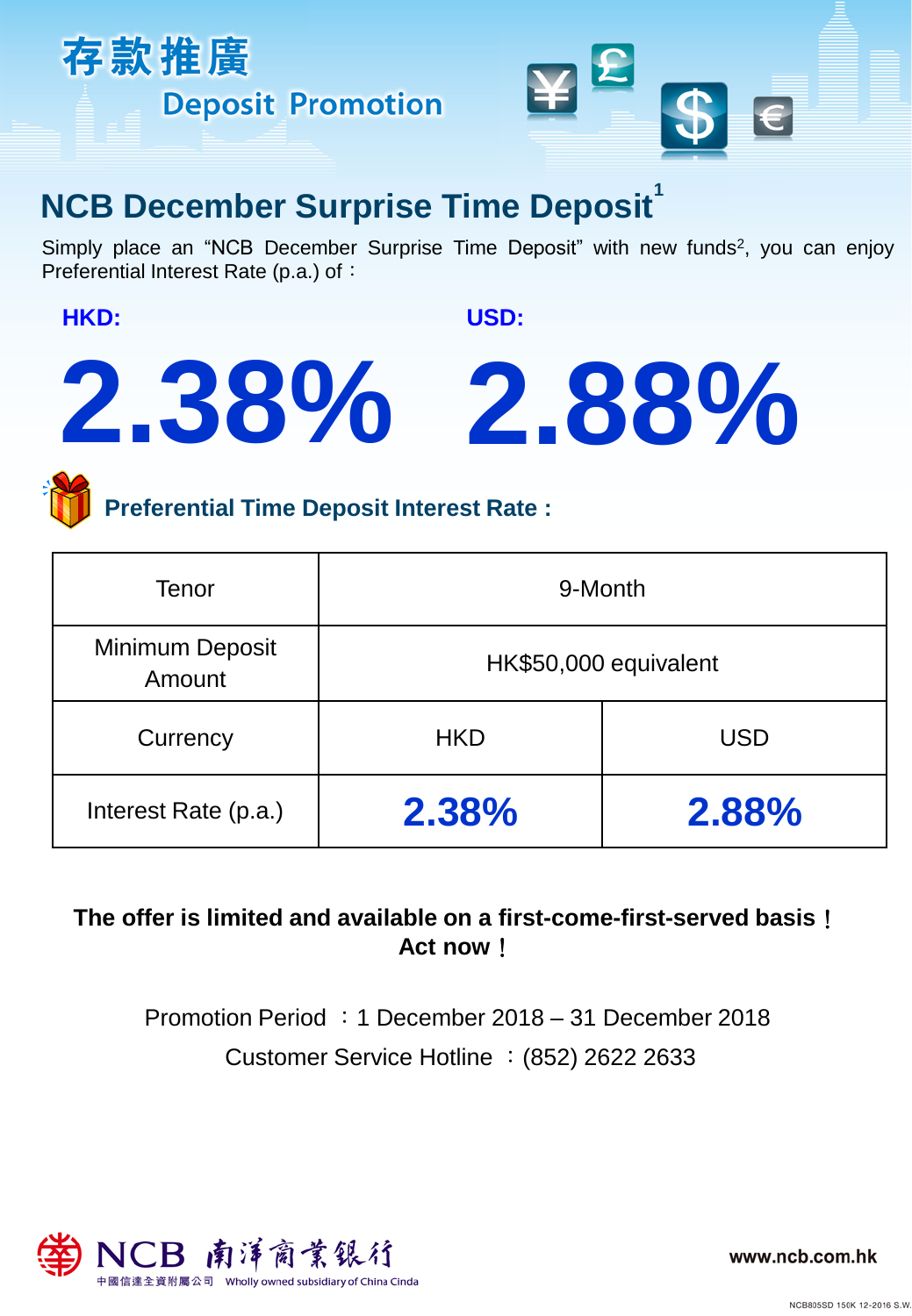存款推廣

Deposit Promotion

# NCB December Surprise Time Deposit[1]

Simply place an "NCB December Surprise Time Deposit" with new funds[2], you can enjoy Preferential Interest Rate (p.a.) of：

**HKD:**

# 2.38%

**USD:**

# 2.88%

## Preferential Time Deposit Interest Rate :

| Tenor | 9-Month | |
|---|---|---|
| Minimum Deposit Amount | HK$50,000 equivalent | |
| Currency | HKD | USD |
| Interest Rate (p.a.) | **2.38%** | **2.88%** |

**The offer is limited and available on a first-come-first-served basis！ Act now！**

Promotion Period ：1 December 2018 – 31 December 2018

Customer Service Hotline ：(852) 2622 2633

NCB 南洋商業銀行

中國信達全資附屬公司 Wholly owned subsidiary of China Cinda

www.ncb.com.hk

NCB805SD 156K 12-2016 S.W.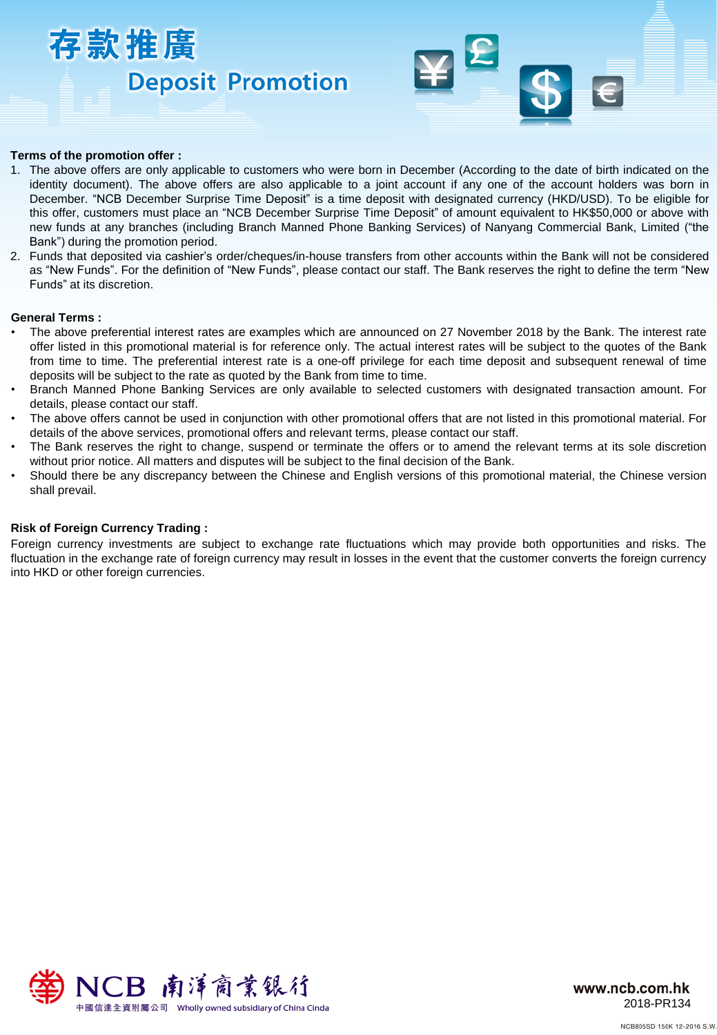# 存款推廣 Deposit Promotion

**Terms of the promotion offer :**

1. The above offers are only applicable to customers who were born in December (According to the date of birth indicated on the identity document). The above offers are also applicable to a joint account if any one of the account holders was born in December. "NCB December Surprise Time Deposit" is a time deposit with designated currency (HKD/USD). To be eligible for this offer, customers must place an "NCB December Surprise Time Deposit" of amount equivalent to HK$50,000 or above with new funds at any branches (including Branch Manned Phone Banking Services) of Nanyang Commercial Bank, Limited ("the Bank") during the promotion period.
2. Funds that deposited via cashier's order/cheques/in-house transfers from other accounts within the Bank will not be considered as "New Funds". For the definition of "New Funds", please contact our staff. The Bank reserves the right to define the term "New Funds" at its discretion.

**General Terms :**

- The above preferential interest rates are examples which are announced on 27 November 2018 by the Bank. The interest rate offer listed in this promotional material is for reference only. The actual interest rates will be subject to the quotes of the Bank from time to time. The preferential interest rate is a one-off privilege for each time deposit and subsequent renewal of time deposits will be subject to the rate as quoted by the Bank from time to time.
- Branch Manned Phone Banking Services are only available to selected customers with designated transaction amount. For details, please contact our staff.
- The above offers cannot be used in conjunction with other promotional offers that are not listed in this promotional material. For details of the above services, promotional offers and relevant terms, please contact our staff.
- The Bank reserves the right to change, suspend or terminate the offers or to amend the relevant terms at its sole discretion without prior notice. All matters and disputes will be subject to the final decision of the Bank.
- Should there be any discrepancy between the Chinese and English versions of this promotional material, the Chinese version shall prevail.

**Risk of Foreign Currency Trading :**

Foreign currency investments are subject to exchange rate fluctuations which may provide both opportunities and risks. The fluctuation in the exchange rate of foreign currency may result in losses in the event that the customer converts the foreign currency into HKD or other foreign currencies.

NCB 南洋商業銀行
中國信達全資附屬公司 Wholly owned subsidiary of China Cinda

www.ncb.com.hk
2018-PR134

NCB805SD 156K 12-2016 S.W.